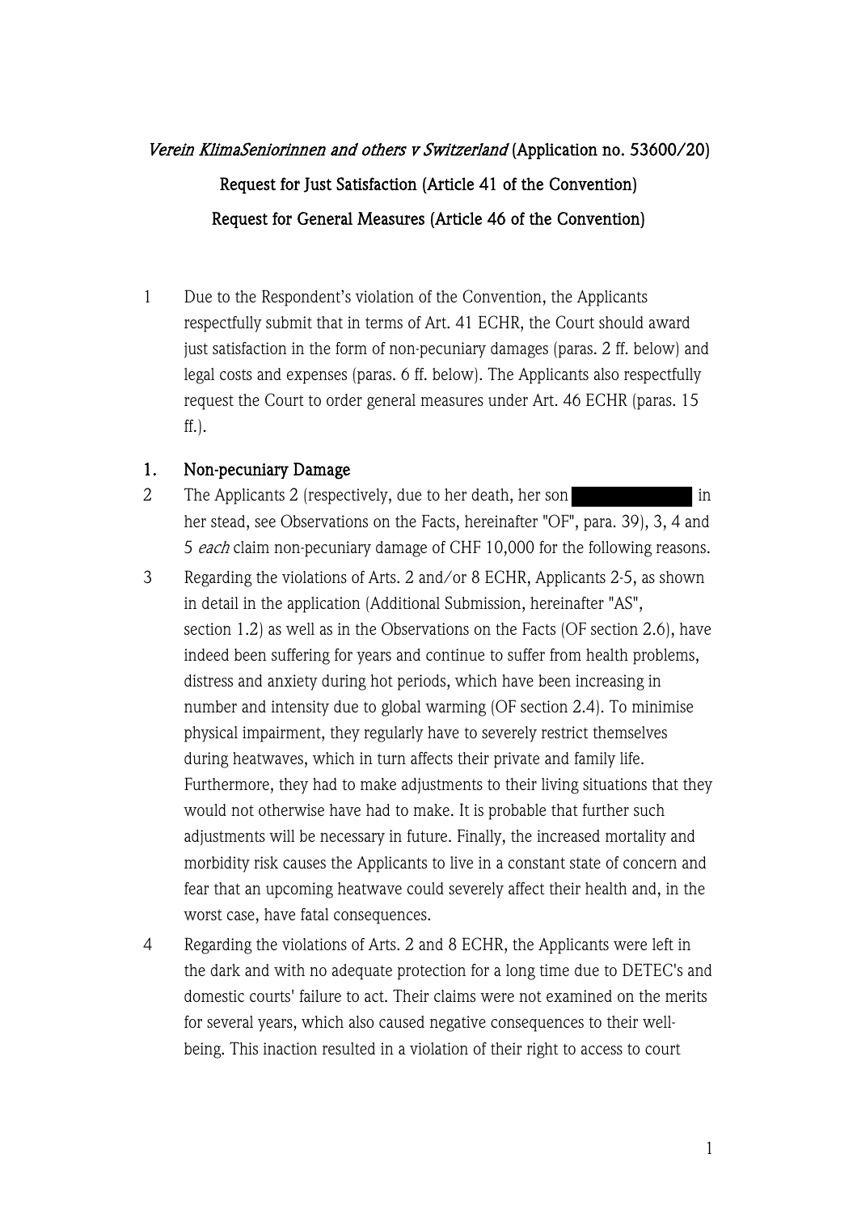*Verein KlimaSeniorinnen and others v Switzerland* (Application no. 53600/20)

Request for Just Satisfaction (Article 41 of the Convention)

Request for General Measures (Article 46 of the Convention)

1 Due to the Respondent's violation of the Convention, the Applicants respectfully submit that in terms of Art. 41 ECHR, the Court should award just satisfaction in the form of non-pecuniary damages (paras. 2 ff. below) and legal costs and expenses (paras. 6 ff. below). The Applicants also respectfully request the Court to order general measures under Art. 46 ECHR (paras. 15 ff.).

## 1. Non-pecuniary Damage

2 The Applicants 2 (respectively, due to her death, her son [redacted] in her stead, see Observations on the Facts, hereinafter "OF", para. 39), 3, 4 and 5 *each* claim non-pecuniary damage of CHF 10,000 for the following reasons.

3 Regarding the violations of Arts. 2 and/or 8 ECHR, Applicants 2-5, as shown in detail in the application (Additional Submission, hereinafter "AS", section 1.2) as well as in the Observations on the Facts (OF section 2.6), have indeed been suffering for years and continue to suffer from health problems, distress and anxiety during hot periods, which have been increasing in number and intensity due to global warming (OF section 2.4). To minimise physical impairment, they regularly have to severely restrict themselves during heatwaves, which in turn affects their private and family life. Furthermore, they had to make adjustments to their living situations that they would not otherwise have had to make. It is probable that further such adjustments will be necessary in future. Finally, the increased mortality and morbidity risk causes the Applicants to live in a constant state of concern and fear that an upcoming heatwave could severely affect their health and, in the worst case, have fatal consequences.

4 Regarding the violations of Arts. 2 and 8 ECHR, the Applicants were left in the dark and with no adequate protection for a long time due to DETEC's and domestic courts' failure to act. Their claims were not examined on the merits for several years, which also caused negative consequences to their well-being. This inaction resulted in a violation of their right to access to court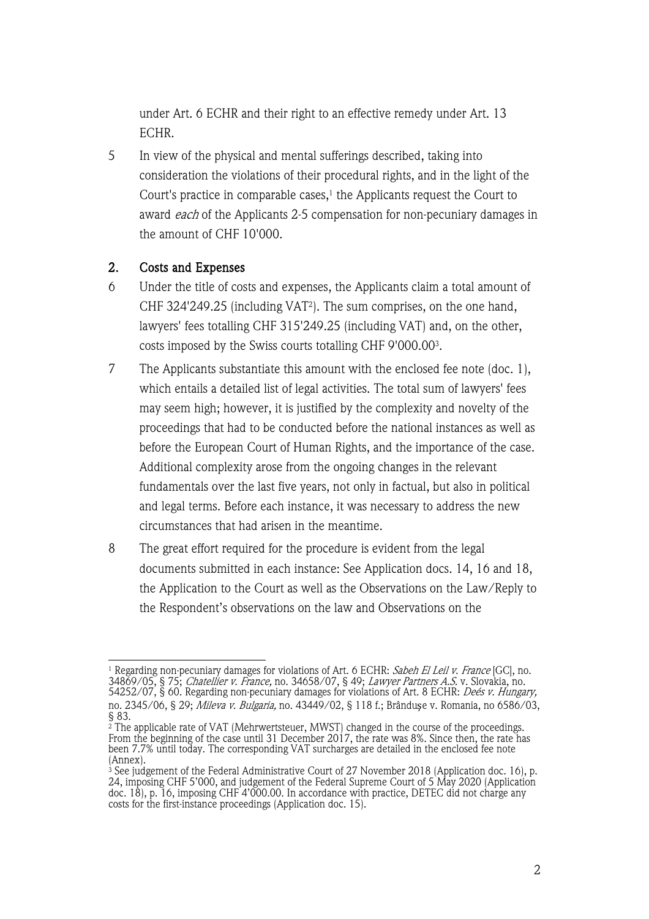under Art. 6 ECHR and their right to an effective remedy under Art. 13 ECHR.

5 In view of the physical and mental sufferings described, taking into consideration the violations of their procedural rights, and in the light of the Court's practice in comparable cases,[1] the Applicants request the Court to award *each* of the Applicants 2-5 compensation for non-pecuniary damages in the amount of CHF 10'000.

## 2. Costs and Expenses

6 Under the title of costs and expenses, the Applicants claim a total amount of CHF 324'249.25 (including VAT[2]). The sum comprises, on the one hand, lawyers' fees totalling CHF 315'249.25 (including VAT) and, on the other, costs imposed by the Swiss courts totalling CHF 9'000.00[3].

7 The Applicants substantiate this amount with the enclosed fee note (doc. 1), which entails a detailed list of legal activities. The total sum of lawyers' fees may seem high; however, it is justified by the complexity and novelty of the proceedings that had to be conducted before the national instances as well as before the European Court of Human Rights, and the importance of the case. Additional complexity arose from the ongoing changes in the relevant fundamentals over the last five years, not only in factual, but also in political and legal terms. Before each instance, it was necessary to address the new circumstances that had arisen in the meantime.

8 The great effort required for the procedure is evident from the legal documents submitted in each instance: See Application docs. 14, 16 and 18, the Application to the Court as well as the Observations on the Law/Reply to the Respondent's observations on the law and Observations on the

---

[1] Regarding non-pecuniary damages for violations of Art. 6 ECHR: *Sabeh El Leil v. France* [GC], no. 34869/05, § 75; *Chatellier v. France,* no. 34658/07, § 49; *Lawyer Partners A.S.* v. Slovakia, no. 54252/07, § 60. Regarding non-pecuniary damages for violations of Art. 8 ECHR: *Deés v. Hungary,* no. 2345/06, § 29; *Mileva v. Bulgaria,* no. 43449/02, § 118 f.; Brânduşe v. Romania, no 6586/03, § 83.

[2] The applicable rate of VAT (Mehrwertsteuer, MWST) changed in the course of the proceedings. From the beginning of the case until 31 December 2017, the rate was 8%. Since then, the rate has been 7.7% until today. The corresponding VAT surcharges are detailed in the enclosed fee note (Annex).

[3] See judgement of the Federal Administrative Court of 27 November 2018 (Application doc. 16), p. 24, imposing CHF 5'000, and judgement of the Federal Supreme Court of 5 May 2020 (Application doc. 18), p. 16, imposing CHF 4'000.00. In accordance with practice, DETEC did not charge any costs for the first-instance proceedings (Application doc. 15).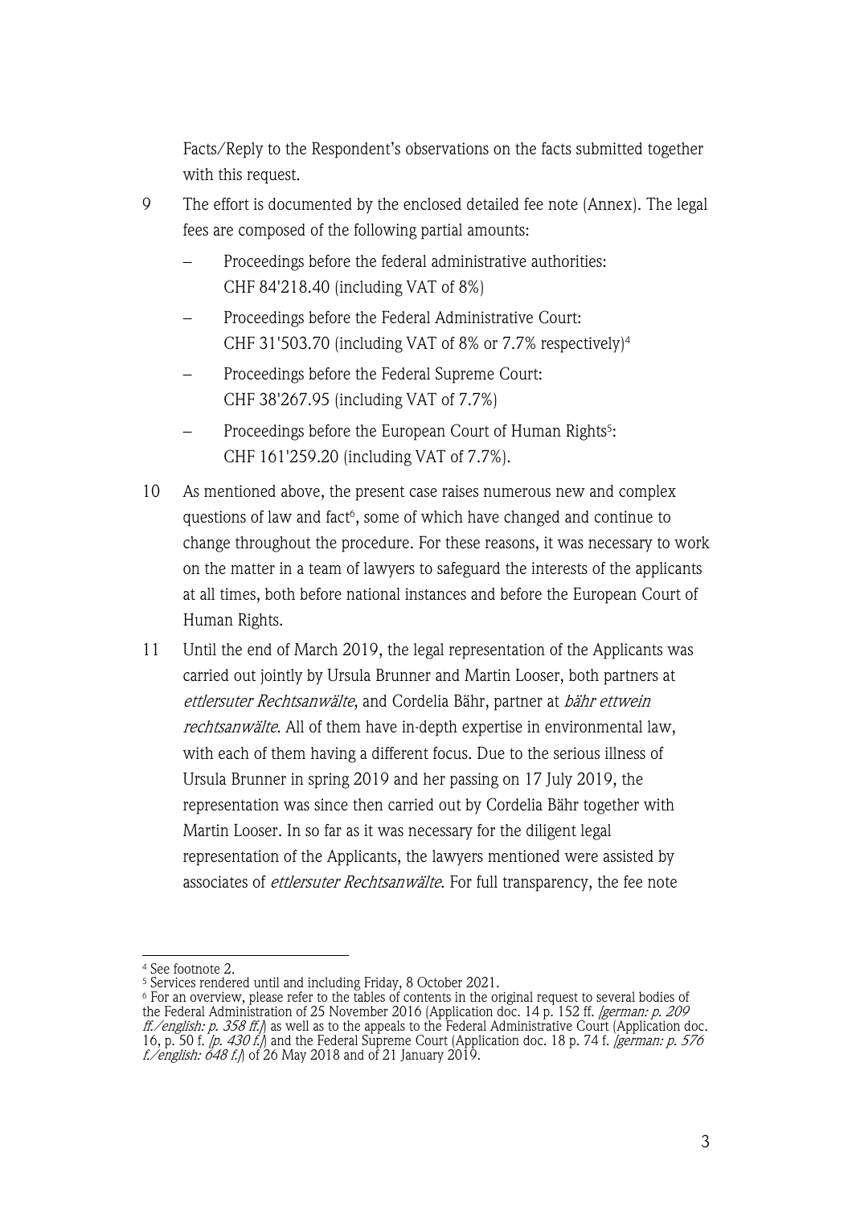Facts/Reply to the Respondent's observations on the facts submitted together with this request.

9 The effort is documented by the enclosed detailed fee note (Annex). The legal fees are composed of the following partial amounts:

- Proceedings before the federal administrative authorities: CHF 84'218.40 (including VAT of 8%)
- Proceedings before the Federal Administrative Court: CHF 31'503.70 (including VAT of 8% or 7.7% respectively)[4]
- Proceedings before the Federal Supreme Court: CHF 38'267.95 (including VAT of 7.7%)
- Proceedings before the European Court of Human Rights[5]: CHF 161'259.20 (including VAT of 7.7%).

10 As mentioned above, the present case raises numerous new and complex questions of law and fact[6], some of which have changed and continue to change throughout the procedure. For these reasons, it was necessary to work on the matter in a team of lawyers to safeguard the interests of the applicants at all times, both before national instances and before the European Court of Human Rights.

11 Until the end of March 2019, the legal representation of the Applicants was carried out jointly by Ursula Brunner and Martin Looser, both partners at *ettlersuter Rechtsanwälte*, and Cordelia Bähr, partner at *bähr ettwein rechtsanwälte*. All of them have in-depth expertise in environmental law, with each of them having a different focus. Due to the serious illness of Ursula Brunner in spring 2019 and her passing on 17 July 2019, the representation was since then carried out by Cordelia Bähr together with Martin Looser. In so far as it was necessary for the diligent legal representation of the Applicants, the lawyers mentioned were assisted by associates of *ettlersuter Rechtsanwälte*. For full transparency, the fee note

---

[4] See footnote 2.

[5] Services rendered until and including Friday, 8 October 2021.

[6] For an overview, please refer to the tables of contents in the original request to several bodies of the Federal Administration of 25 November 2016 (Application doc. 14 p. 152 ff. *[german: p. 209 ff./english: p. 358 ff.]*) as well as to the appeals to the Federal Administrative Court (Application doc. 16, p. 50 f. *[p. 430 f.]*) and the Federal Supreme Court (Application doc. 18 p. 74 f. *[german: p. 576 f./english: 648 f.]*) of 26 May 2018 and of 21 January 2019.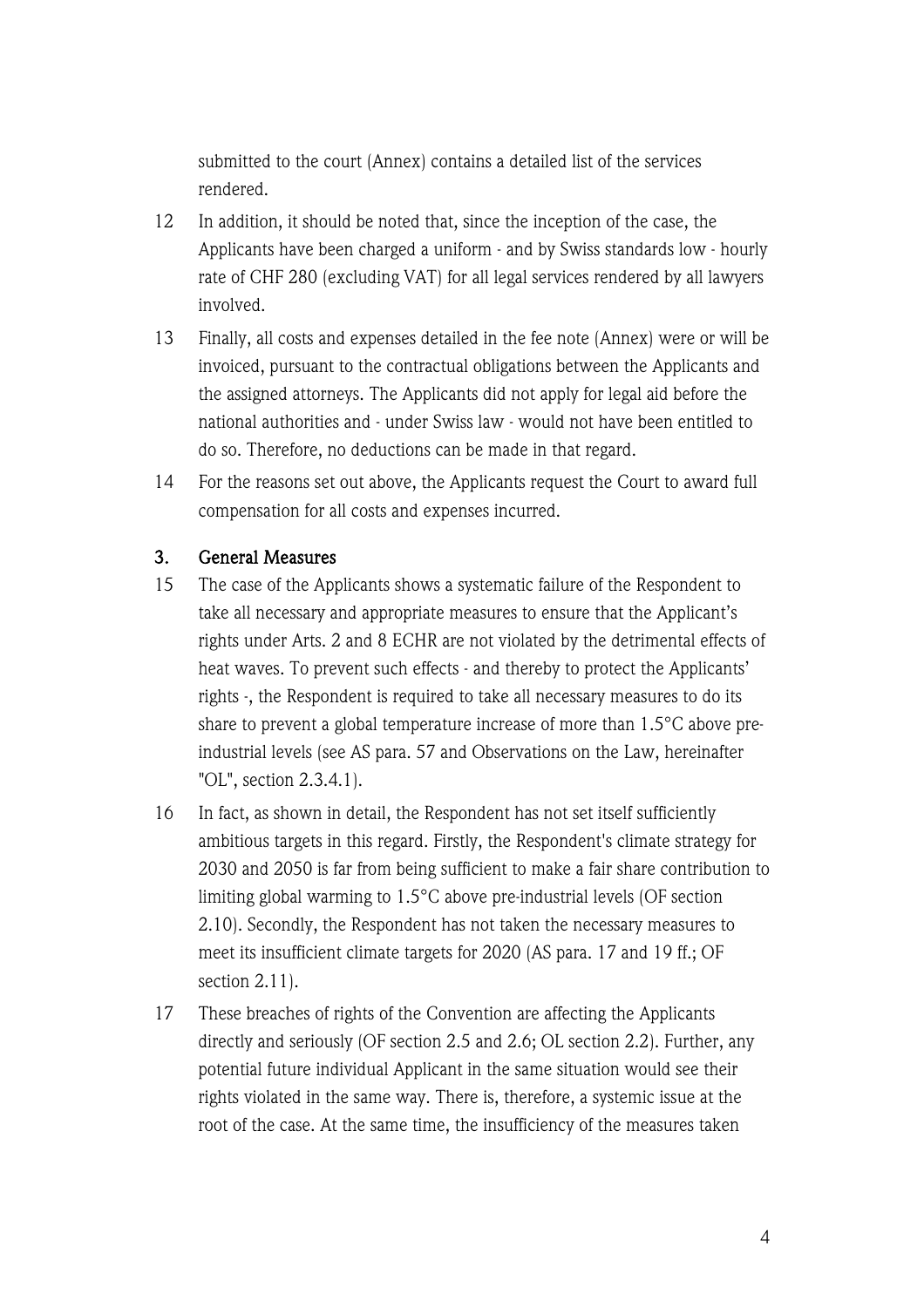submitted to the court (Annex) contains a detailed list of the services rendered.

12 In addition, it should be noted that, since the inception of the case, the Applicants have been charged a uniform - and by Swiss standards low - hourly rate of CHF 280 (excluding VAT) for all legal services rendered by all lawyers involved.

13 Finally, all costs and expenses detailed in the fee note (Annex) were or will be invoiced, pursuant to the contractual obligations between the Applicants and the assigned attorneys. The Applicants did not apply for legal aid before the national authorities and - under Swiss law - would not have been entitled to do so. Therefore, no deductions can be made in that regard.

14 For the reasons set out above, the Applicants request the Court to award full compensation for all costs and expenses incurred.

## 3. General Measures

15 The case of the Applicants shows a systematic failure of the Respondent to take all necessary and appropriate measures to ensure that the Applicant's rights under Arts. 2 and 8 ECHR are not violated by the detrimental effects of heat waves. To prevent such effects - and thereby to protect the Applicants' rights -, the Respondent is required to take all necessary measures to do its share to prevent a global temperature increase of more than 1.5°C above pre-industrial levels (see AS para. 57 and Observations on the Law, hereinafter "OL", section 2.3.4.1).

16 In fact, as shown in detail, the Respondent has not set itself sufficiently ambitious targets in this regard. Firstly, the Respondent's climate strategy for 2030 and 2050 is far from being sufficient to make a fair share contribution to limiting global warming to 1.5°C above pre-industrial levels (OF section 2.10). Secondly, the Respondent has not taken the necessary measures to meet its insufficient climate targets for 2020 (AS para. 17 and 19 ff.; OF section 2.11).

17 These breaches of rights of the Convention are affecting the Applicants directly and seriously (OF section 2.5 and 2.6; OL section 2.2). Further, any potential future individual Applicant in the same situation would see their rights violated in the same way. There is, therefore, a systemic issue at the root of the case. At the same time, the insufficiency of the measures taken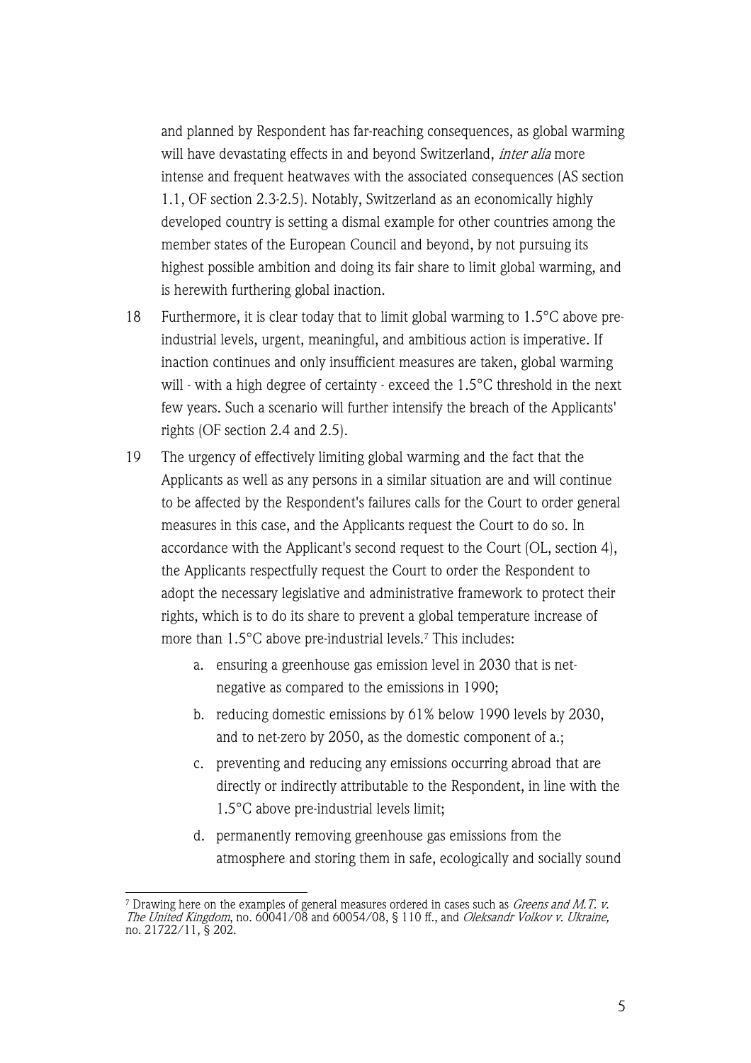and planned by Respondent has far-reaching consequences, as global warming will have devastating effects in and beyond Switzerland, *inter alia* more intense and frequent heatwaves with the associated consequences (AS section 1.1, OF section 2.3-2.5). Notably, Switzerland as an economically highly developed country is setting a dismal example for other countries among the member states of the European Council and beyond, by not pursuing its highest possible ambition and doing its fair share to limit global warming, and is herewith furthering global inaction.

18 Furthermore, it is clear today that to limit global warming to 1.5°C above pre-industrial levels, urgent, meaningful, and ambitious action is imperative. If inaction continues and only insufficient measures are taken, global warming will - with a high degree of certainty - exceed the 1.5°C threshold in the next few years. Such a scenario will further intensify the breach of the Applicants' rights (OF section 2.4 and 2.5).

19 The urgency of effectively limiting global warming and the fact that the Applicants as well as any persons in a similar situation are and will continue to be affected by the Respondent's failures calls for the Court to order general measures in this case, and the Applicants request the Court to do so. In accordance with the Applicant's second request to the Court (OL, section 4), the Applicants respectfully request the Court to order the Respondent to adopt the necessary legislative and administrative framework to protect their rights, which is to do its share to prevent a global temperature increase of more than 1.5°C above pre-industrial levels.[7] This includes:

a. ensuring a greenhouse gas emission level in 2030 that is net-negative as compared to the emissions in 1990;

b. reducing domestic emissions by 61% below 1990 levels by 2030, and to net-zero by 2050, as the domestic component of a.;

c. preventing and reducing any emissions occurring abroad that are directly or indirectly attributable to the Respondent, in line with the 1.5°C above pre-industrial levels limit;

d. permanently removing greenhouse gas emissions from the atmosphere and storing them in safe, ecologically and socially sound

---

[7] Drawing here on the examples of general measures ordered in cases such as *Greens and M.T. v. The United Kingdom*, no. 60041/08 and 60054/08, § 110 ff., and *Oleksandr Volkov v. Ukraine,* no. 21722/11, § 202.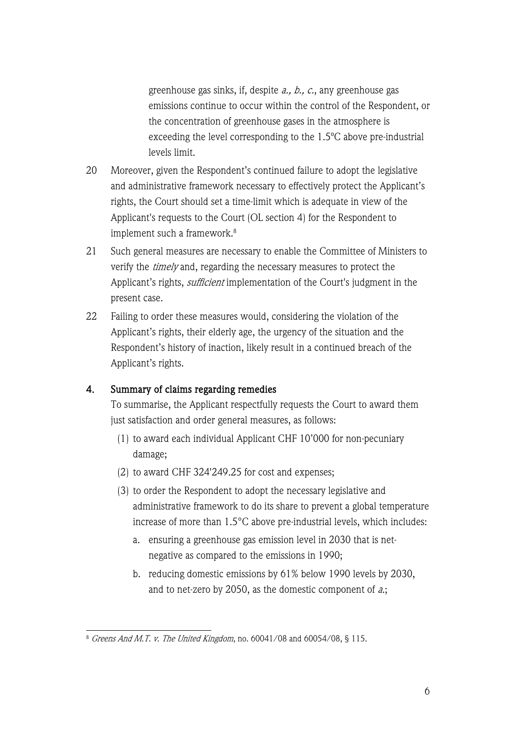greenhouse gas sinks, if, despite *a., b., c.*, any greenhouse gas emissions continue to occur within the control of the Respondent, or the concentration of greenhouse gases in the atmosphere is exceeding the level corresponding to the 1.5°C above pre-industrial levels limit.

20 Moreover, given the Respondent's continued failure to adopt the legislative and administrative framework necessary to effectively protect the Applicant's rights, the Court should set a time-limit which is adequate in view of the Applicant's requests to the Court (OL section 4) for the Respondent to implement such a framework.[8]

21 Such general measures are necessary to enable the Committee of Ministers to verify the *timely* and, regarding the necessary measures to protect the Applicant's rights, *sufficient* implementation of the Court's judgment in the present case.

22 Failing to order these measures would, considering the violation of the Applicant's rights, their elderly age, the urgency of the situation and the Respondent's history of inaction, likely result in a continued breach of the Applicant's rights.

## 4. Summary of claims regarding remedies

To summarise, the Applicant respectfully requests the Court to award them just satisfaction and order general measures, as follows:

(1) to award each individual Applicant CHF 10'000 for non-pecuniary damage;

(2) to award CHF 324'249.25 for cost and expenses;

(3) to order the Respondent to adopt the necessary legislative and administrative framework to do its share to prevent a global temperature increase of more than 1.5°C above pre-industrial levels, which includes:

   a. ensuring a greenhouse gas emission level in 2030 that is net-negative as compared to the emissions in 1990;

   b. reducing domestic emissions by 61% below 1990 levels by 2030, and to net-zero by 2050, as the domestic component of *a.*;

[8] *Greens And M.T. v. The United Kingdom*, no. 60041/08 and 60054/08, § 115.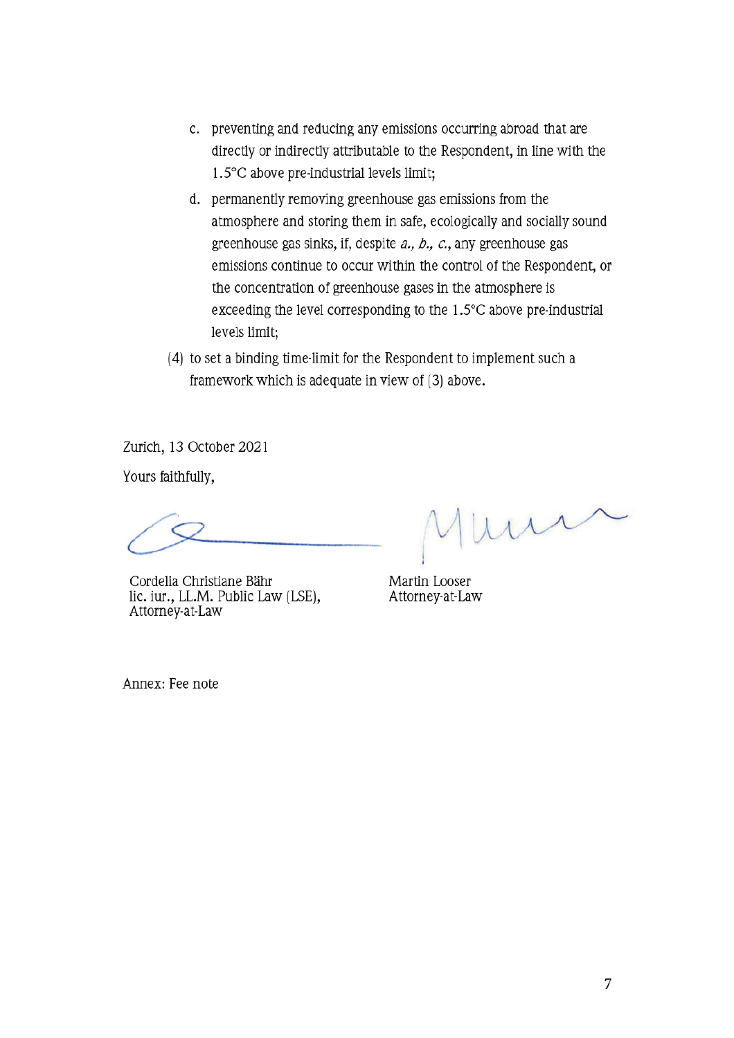c. preventing and reducing any emissions occurring abroad that are directly or indirectly attributable to the Respondent, in line with the 1.5°C above pre-industrial levels limit;

d. permanently removing greenhouse gas emissions from the atmosphere and storing them in safe, ecologically and socially sound greenhouse gas sinks, if, despite *a., b., c.*, any greenhouse gas emissions continue to occur within the control of the Respondent, or the concentration of greenhouse gases in the atmosphere is exceeding the level corresponding to the 1.5°C above pre-industrial levels limit;

(4) to set a binding time-limit for the Respondent to implement such a framework which is adequate in view of (3) above.

Zurich, 13 October 2021

Yours faithfully,

Cordelia Christiane Bähr
lic. iur., LL.M. Public Law (LSE),
Attorney-at-Law

Martin Looser
Attorney-at-Law

Annex: Fee note